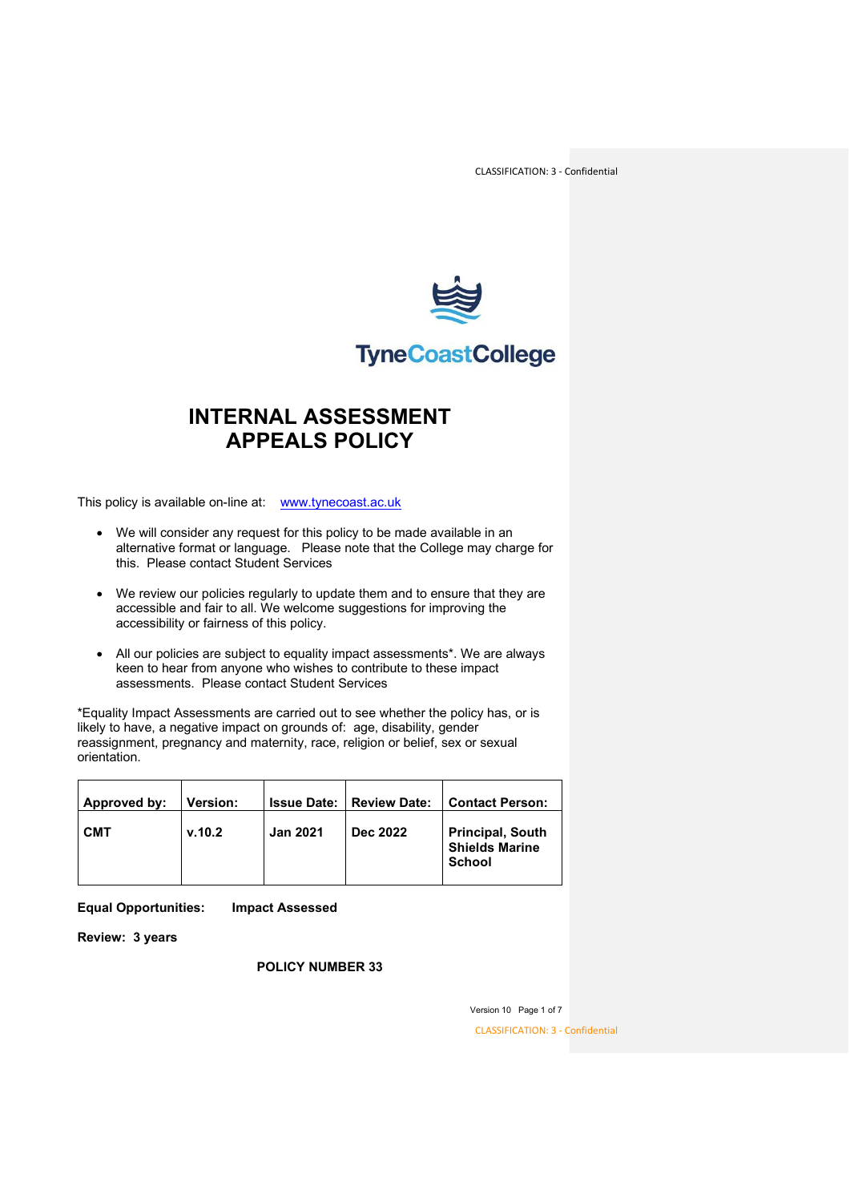TyneCoastCollege

# INTERNAL ASSESSMENT APPEALS POLICY

This policy is available on-line at: [www.tynecoast.ac.uk](http://www.tynecoast.ac.uk)

- We will consider any request for this policy to be made available in an alternative format or language. Please note that the College may charge for this. Please contact Student Services
- We review our policies regularly to update them and to ensure that they are accessible and fair to all. We welcome suggestions for improving the accessibility or fairness of this policy.
- All our policies are subject to equality impact assessments*. We are always keen to hear from anyone who wishes to contribute to these impact assessments. Please contact Student Services

*Equality Impact Assessments are carried out to see whether the policy has, or is likely to have, a negative impact on grounds of: age, disability, gender reassignment, pregnancy and maternity, race, religion or belief, sex or sexual orientation.

| Approved by: | Version: | Issue Date: | Review Date: | Contact Person: |
|---|---|---|---|---|
| CMT | v.10.2 | Jan 2021 | Dec 2022 | Principal, South Shields Marine School |

**Equal Opportunities:** **Impact Assessed**

**Review: 3 years**

**POLICY NUMBER 33**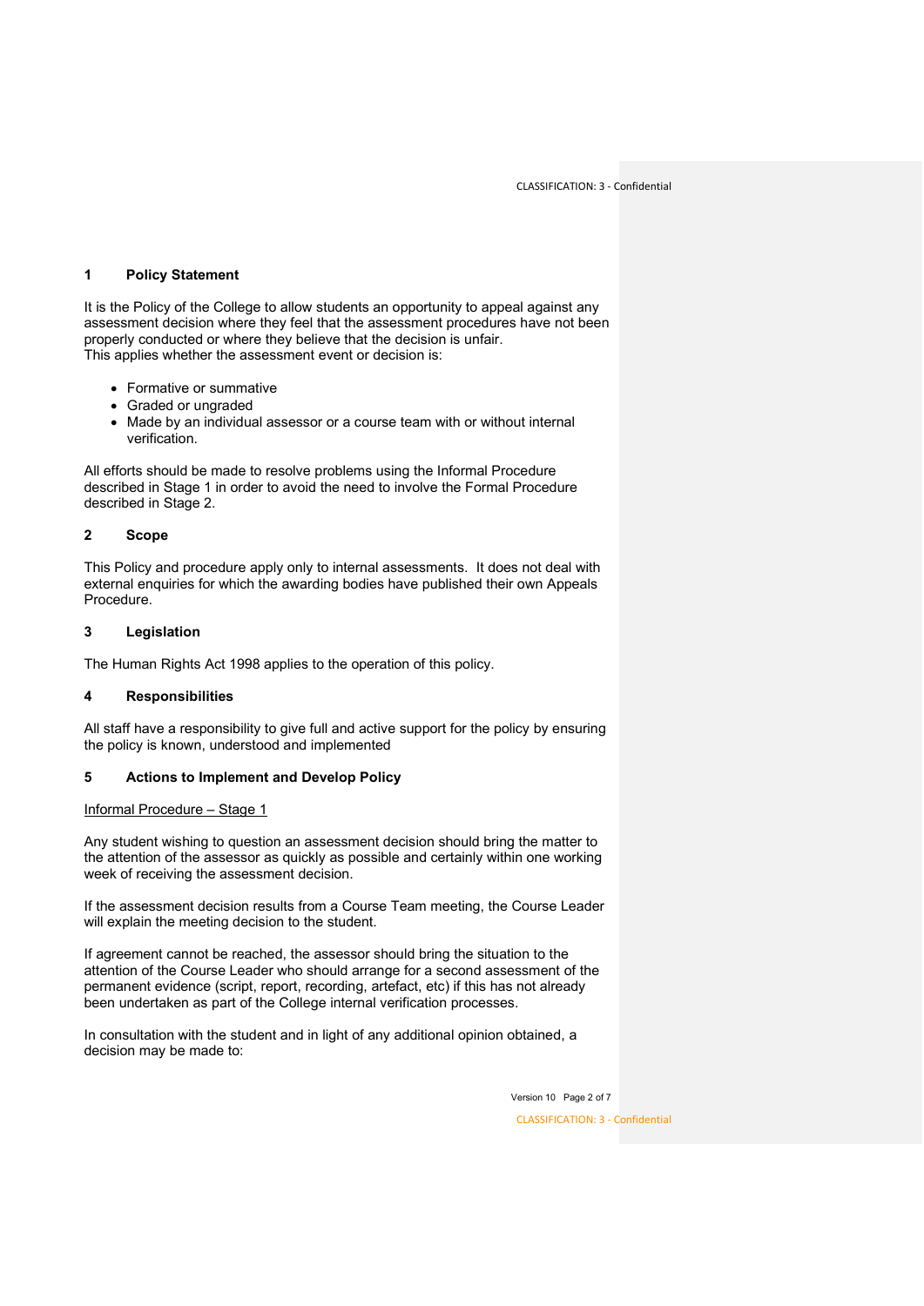## 1 Policy Statement

It is the Policy of the College to allow students an opportunity to appeal against any assessment decision where they feel that the assessment procedures have not been properly conducted or where they believe that the decision is unfair.
This applies whether the assessment event or decision is:

- Formative or summative
- Graded or ungraded
- Made by an individual assessor or a course team with or without internal verification.

All efforts should be made to resolve problems using the Informal Procedure described in Stage 1 in order to avoid the need to involve the Formal Procedure described in Stage 2.

## 2 Scope

This Policy and procedure apply only to internal assessments. It does not deal with external enquiries for which the awarding bodies have published their own Appeals Procedure.

## 3 Legislation

The Human Rights Act 1998 applies to the operation of this policy.

## 4 Responsibilities

All staff have a responsibility to give full and active support for the policy by ensuring the policy is known, understood and implemented

## 5 Actions to Implement and Develop Policy

Informal Procedure – Stage 1

Any student wishing to question an assessment decision should bring the matter to the attention of the assessor as quickly as possible and certainly within one working week of receiving the assessment decision.

If the assessment decision results from a Course Team meeting, the Course Leader will explain the meeting decision to the student.

If agreement cannot be reached, the assessor should bring the situation to the attention of the Course Leader who should arrange for a second assessment of the permanent evidence (script, report, recording, artefact, etc) if this has not already been undertaken as part of the College internal verification processes.

In consultation with the student and in light of any additional opinion obtained, a decision may be made to: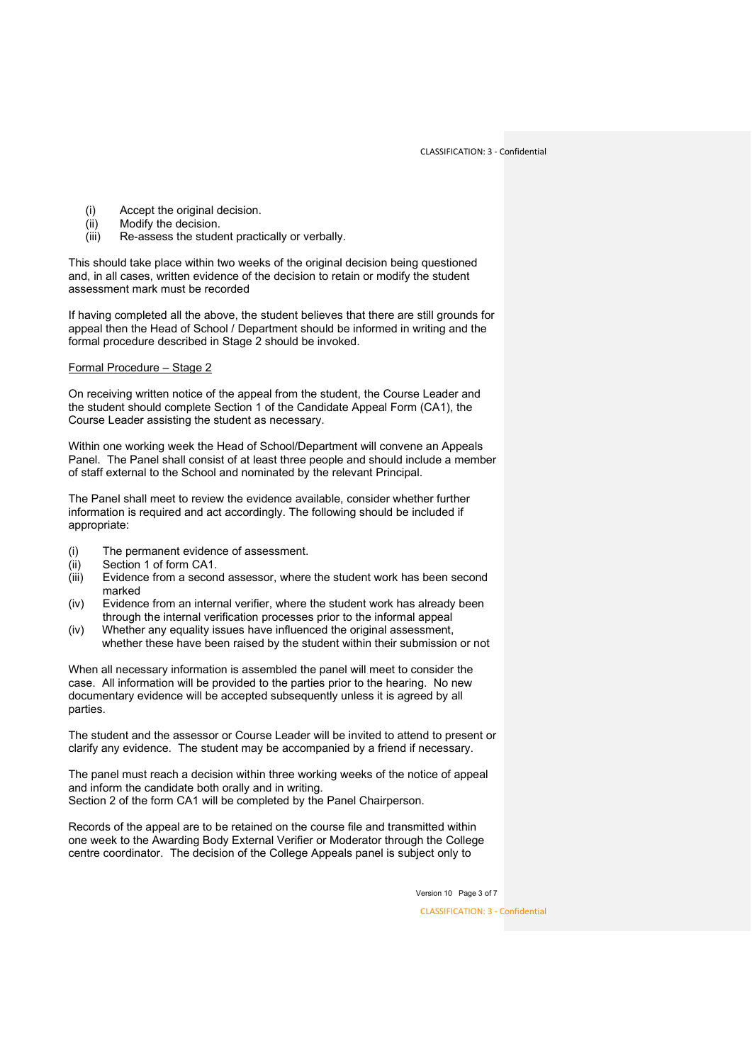(i) Accept the original decision.
(ii) Modify the decision.
(iii) Re-assess the student practically or verbally.

This should take place within two weeks of the original decision being questioned and, in all cases, written evidence of the decision to retain or modify the student assessment mark must be recorded

If having completed all the above, the student believes that there are still grounds for appeal then the Head of School / Department should be informed in writing and the formal procedure described in Stage 2 should be invoked.

<u>Formal Procedure – Stage 2</u>

On receiving written notice of the appeal from the student, the Course Leader and the student should complete Section 1 of the Candidate Appeal Form (CA1), the Course Leader assisting the student as necessary.

Within one working week the Head of School/Department will convene an Appeals Panel. The Panel shall consist of at least three people and should include a member of staff external to the School and nominated by the relevant Principal.

The Panel shall meet to review the evidence available, consider whether further information is required and act accordingly. The following should be included if appropriate:

(i) The permanent evidence of assessment.
(ii) Section 1 of form CA1.
(iii) Evidence from a second assessor, where the student work has been second marked
(iv) Evidence from an internal verifier, where the student work has already been through the internal verification processes prior to the informal appeal
(iv) Whether any equality issues have influenced the original assessment, whether these have been raised by the student within their submission or not

When all necessary information is assembled the panel will meet to consider the case. All information will be provided to the parties prior to the hearing. No new documentary evidence will be accepted subsequently unless it is agreed by all parties.

The student and the assessor or Course Leader will be invited to attend to present or clarify any evidence. The student may be accompanied by a friend if necessary.

The panel must reach a decision within three working weeks of the notice of appeal and inform the candidate both orally and in writing.
Section 2 of the form CA1 will be completed by the Panel Chairperson.

Records of the appeal are to be retained on the course file and transmitted within one week to the Awarding Body External Verifier or Moderator through the College centre coordinator. The decision of the College Appeals panel is subject only to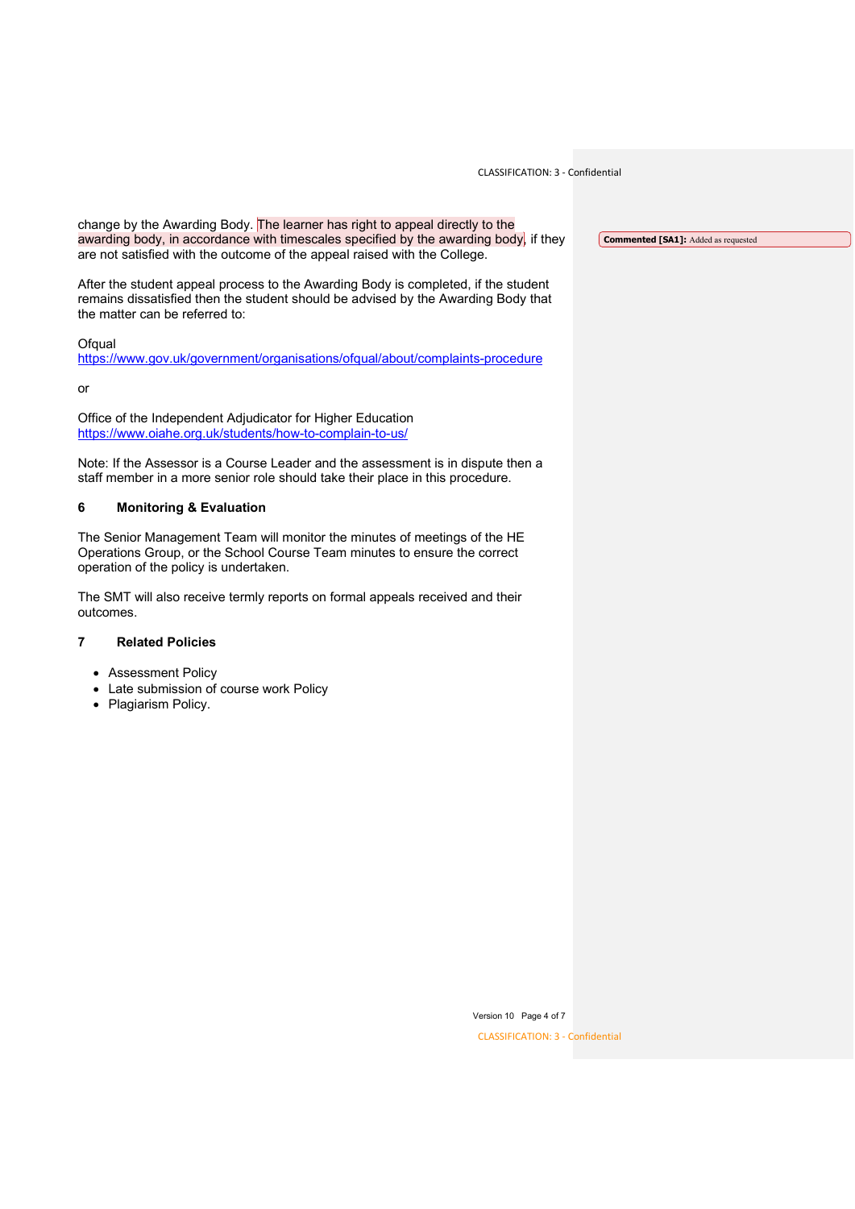change by the Awarding Body. The learner has right to appeal directly to the awarding body, in accordance with timescales specified by the awarding body, if they are not satisfied with the outcome of the appeal raised with the College.

**Commented [SA1]:** Added as requested

After the student appeal process to the Awarding Body is completed, if the student remains dissatisfied then the student should be advised by the Awarding Body that the matter can be referred to:

Ofqual
https://www.gov.uk/government/organisations/ofqual/about/complaints-procedure

or

Office of the Independent Adjudicator for Higher Education
https://www.oiahe.org.uk/students/how-to-complain-to-us/

Note: If the Assessor is a Course Leader and the assessment is in dispute then a staff member in a more senior role should take their place in this procedure.

## 6 Monitoring & Evaluation

The Senior Management Team will monitor the minutes of meetings of the HE Operations Group, or the School Course Team minutes to ensure the correct operation of the policy is undertaken.

The SMT will also receive termly reports on formal appeals received and their outcomes.

## 7 Related Policies

- Assessment Policy
- Late submission of course work Policy
- Plagiarism Policy.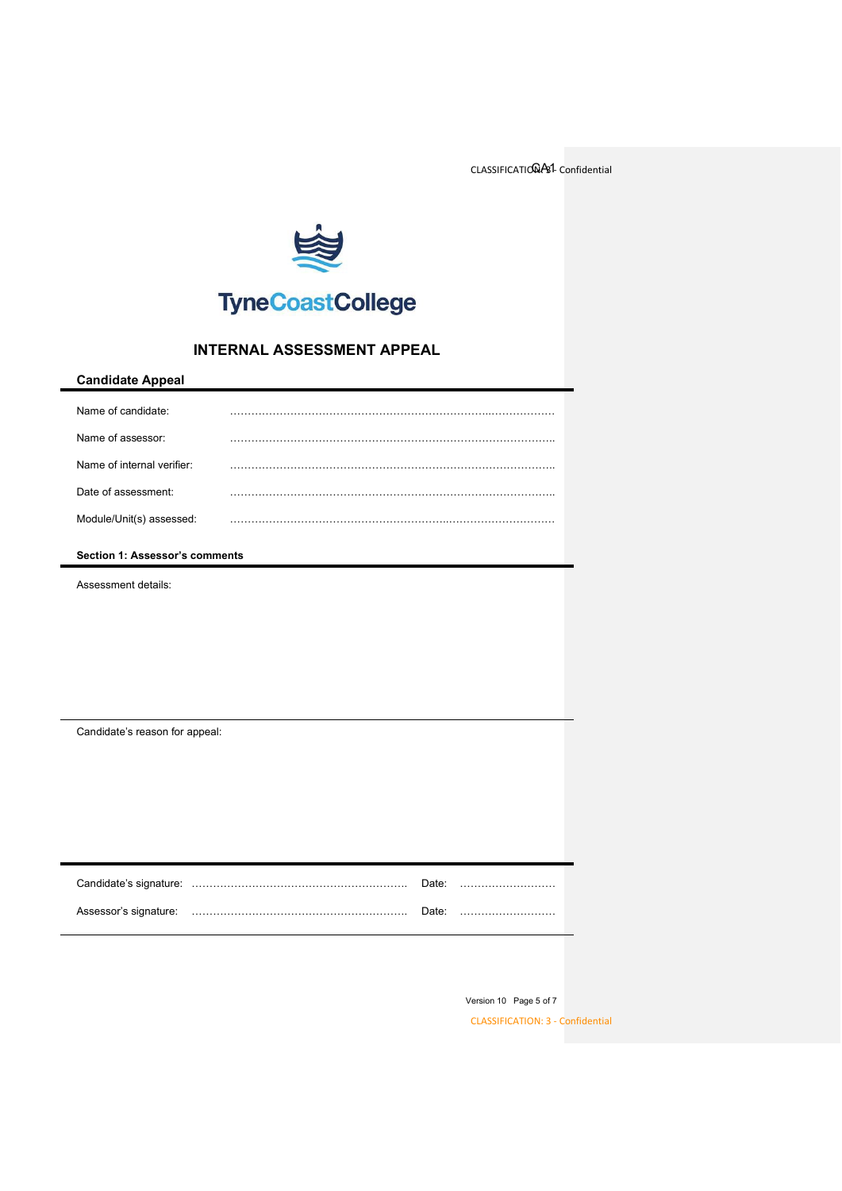TyneCoastCollege

# INTERNAL ASSESSMENT APPEAL

## Candidate Appeal

Name of candidate: ……………………………………………………………………………

Name of assessor: ……………………………………………………………………………

Name of internal verifier: ……………………………………………………………………………

Date of assessment: ……………………………………………………………………………

Module/Unit(s) assessed: ……………………………………………………………………………

### Section 1: Assessor's comments

Assessment details:

Candidate's reason for appeal:

Candidate's signature: ……………………………………………… Date: ………………………

Assessor's signature: ……………………………………………… Date: ………………………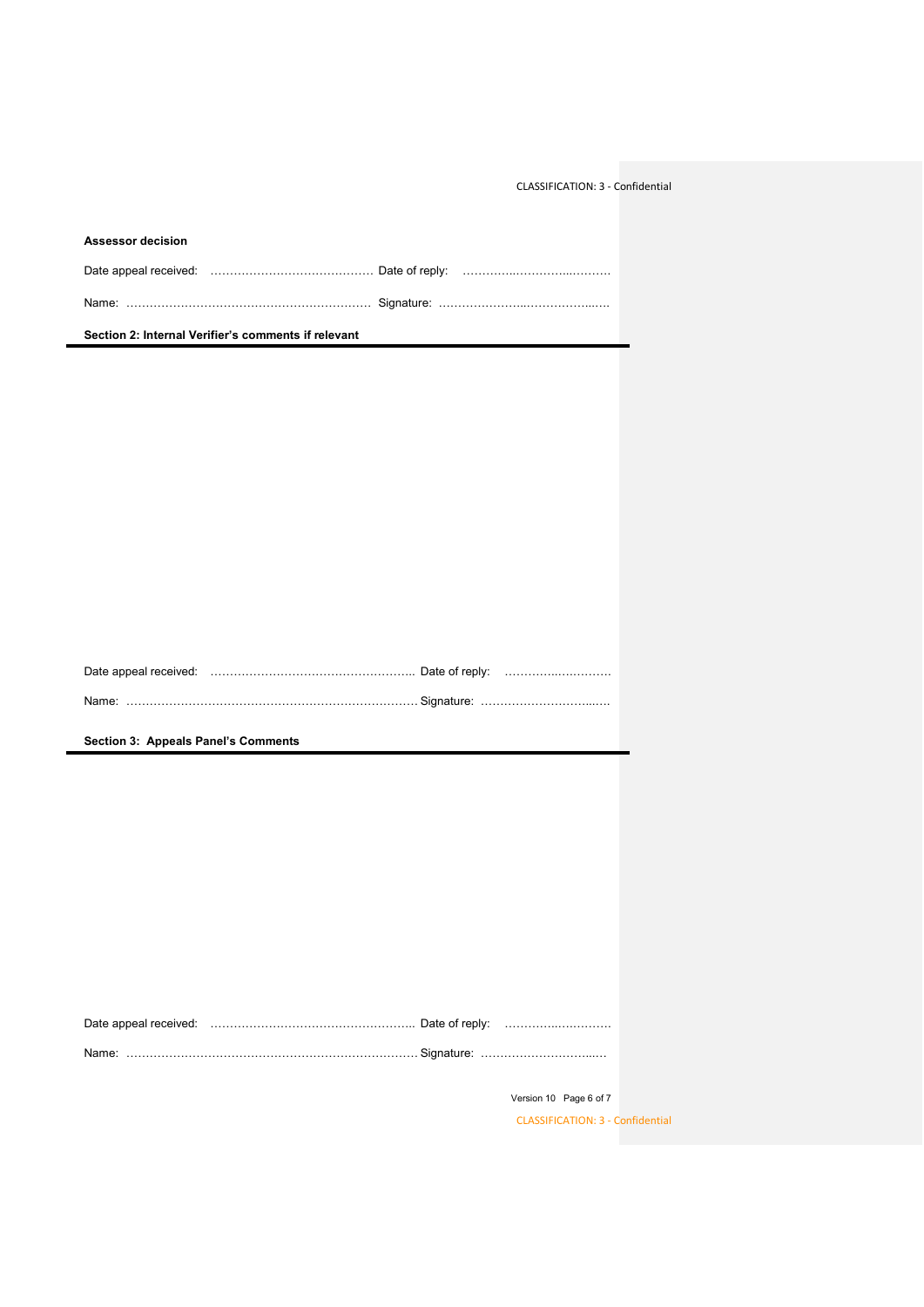**Assessor decision**

Date appeal received: …………………………………… Date of reply: ………….……………..……….

Name: ……………………………………………………… Signature: ………………….....……………..…..

## Section 2: Internal Verifier's comments if relevant

Date appeal received: …………………………………………….. Date of reply: ………….………….

Name: ………………………………………………………………. Signature: ……………………….…..

## Section 3: Appeals Panel's Comments

Date appeal received: …………………………………………….. Date of reply: ………….………….

Name: ………………………………………………………………. Signature: ………………………..…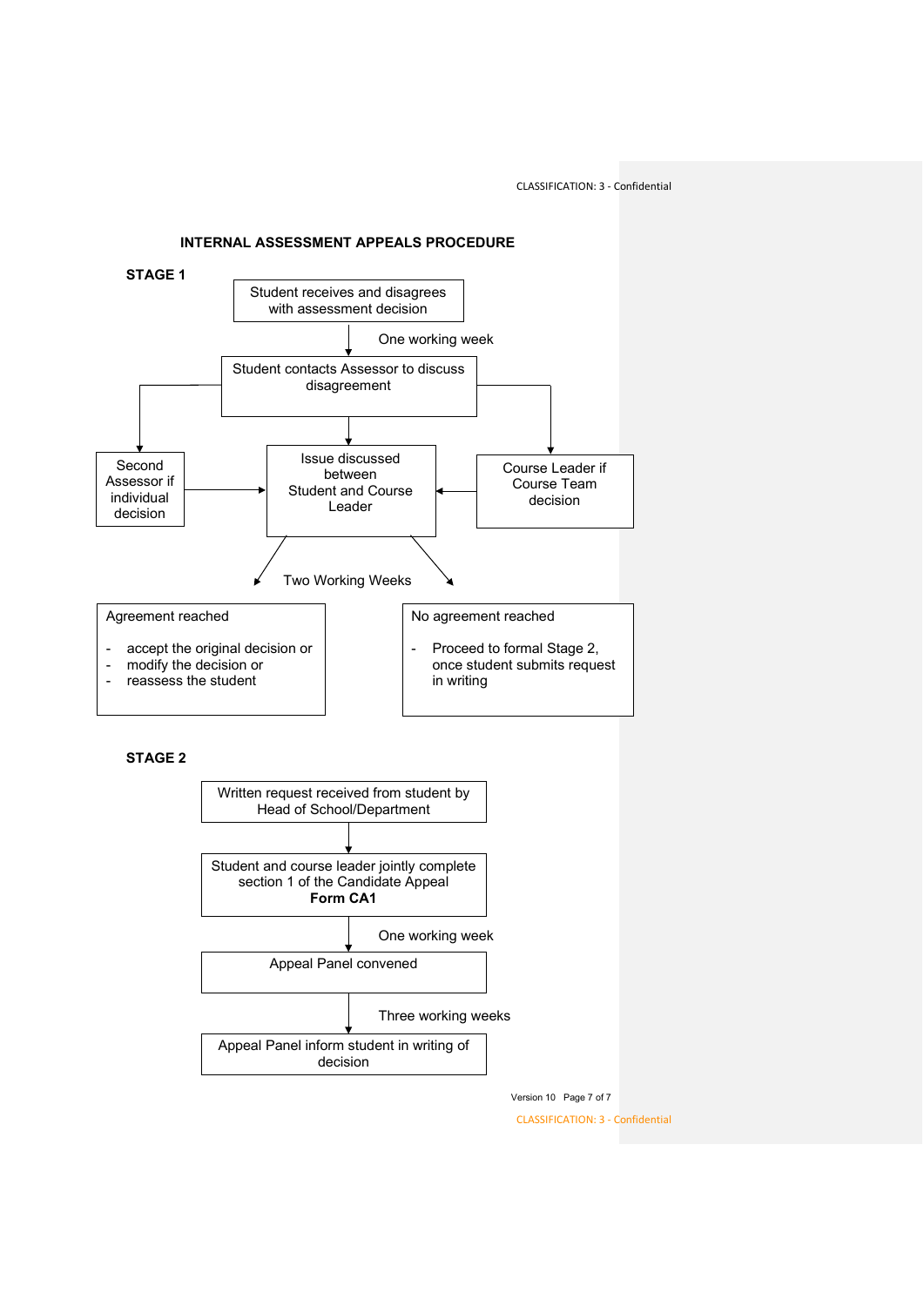# INTERNAL ASSESSMENT APPEALS PROCEDURE

## STAGE 1

Student receives and disagrees with assessment decision

One working week

Student contacts Assessor to discuss disagreement

Second Assessor if individual decision

Issue discussed between Student and Course Leader

Course Leader if Course Team decision

Two Working Weeks

Agreement reached

- accept the original decision or
- modify the decision or
- reassess the student

No agreement reached

- Proceed to formal Stage 2, once student submits request in writing

## STAGE 2

Written request received from student by Head of School/Department

Student and course leader jointly complete section 1 of the Candidate Appeal **Form CA1**

One working week

Appeal Panel convened

Three working weeks

Appeal Panel inform student in writing of decision

Version 10